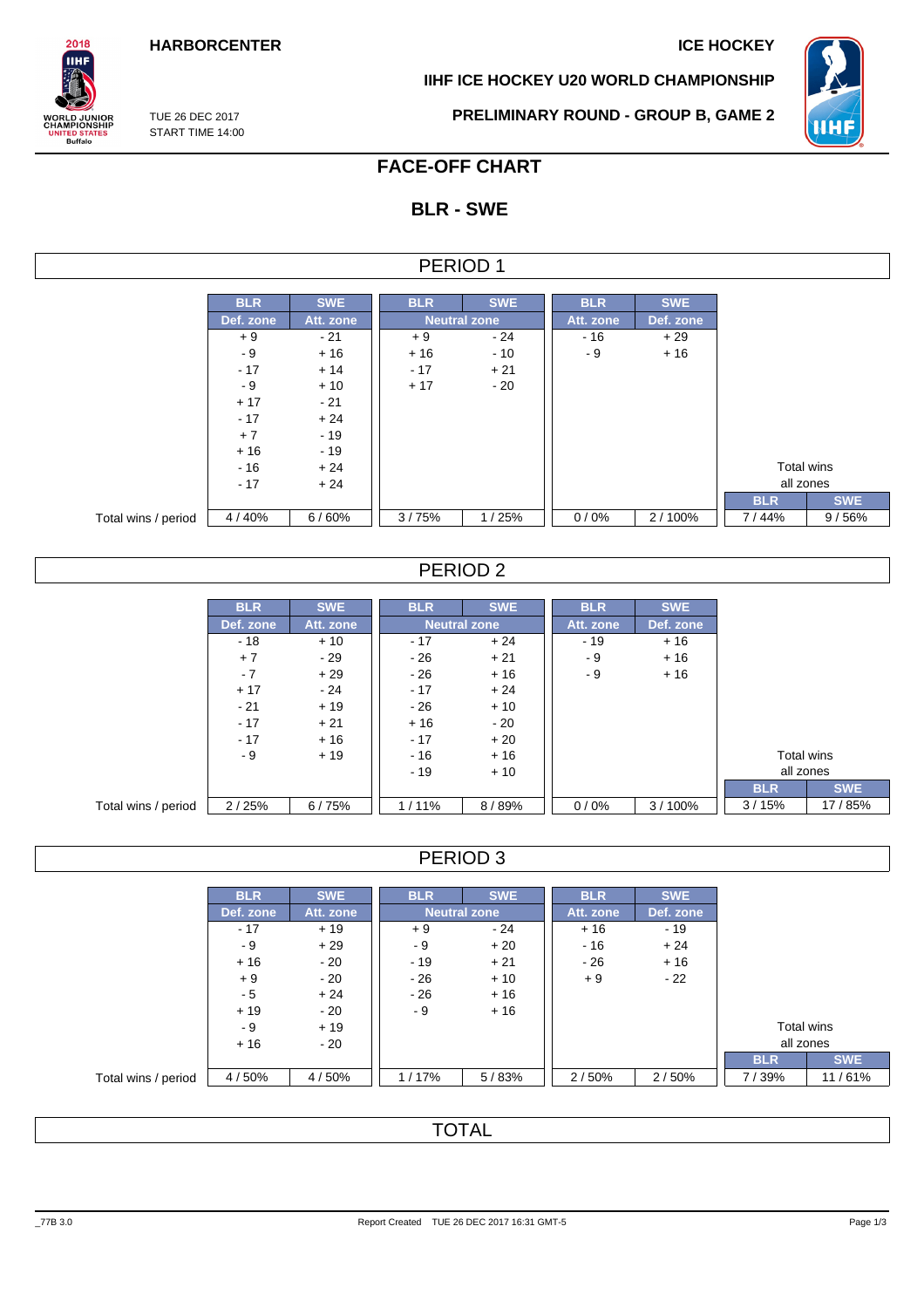**HARBORCENTER** — **ICE HOCKEY**

**IIHF ICE HOCKEY U20 WORLD CHAMPIONSHIP**

TUE 26 DEC 2017
START TIME 14:00

**PRELIMINARY ROUND - GROUP B, GAME 2**

# FACE-OFF CHART

## BLR - SWE

## PERIOD 1

| | BLR | SWE | BLR | SWE | BLR | SWE | | |
|---|---|---|---|---|---|---|---|---|
| | Def. zone | Att. zone | Neutral zone | | Att. zone | Def. zone | | |
| | + 9 | - 21 | + 9 | - 24 | - 16 | + 29 | | |
| | - 9 | + 16 | + 16 | - 10 | - 9 | + 16 | | |
| | - 17 | + 14 | - 17 | + 21 | | | | |
| | - 9 | + 10 | + 17 | - 20 | | | | |
| | + 17 | - 21 | | | | | | |
| | - 17 | + 24 | | | | | | |
| | + 7 | - 19 | | | | | | |
| | + 16 | - 19 | | | | | | |
| | - 16 | + 24 | | | | | Total wins all zones | |
| | - 17 | + 24 | | | | | BLR | SWE |
| Total wins / period | 4 / 40% | 6 / 60% | 3 / 75% | 1 / 25% | 0 / 0% | 2 / 100% | 7 / 44% | 9 / 56% |

## PERIOD 2

| | BLR | SWE | BLR | SWE | BLR | SWE | | |
|---|---|---|---|---|---|---|---|---|
| | Def. zone | Att. zone | Neutral zone | | Att. zone | Def. zone | | |
| | - 18 | + 10 | - 17 | + 24 | - 19 | + 16 | | |
| | + 7 | - 29 | - 26 | + 21 | - 9 | + 16 | | |
| | - 7 | + 29 | - 26 | + 16 | - 9 | + 16 | | |
| | + 17 | - 24 | - 17 | + 24 | | | | |
| | - 21 | + 19 | - 26 | + 10 | | | | |
| | - 17 | + 21 | + 16 | - 20 | | | | |
| | - 17 | + 16 | - 17 | + 20 | | | | |
| | - 9 | + 19 | - 16 | + 16 | | | Total wins all zones | |
| | | | - 19 | + 10 | | | BLR | SWE |
| Total wins / period | 2 / 25% | 6 / 75% | 1 / 11% | 8 / 89% | 0 / 0% | 3 / 100% | 3 / 15% | 17 / 85% |

## PERIOD 3

| | BLR | SWE | BLR | SWE | BLR | SWE | | |
|---|---|---|---|---|---|---|---|---|
| | Def. zone | Att. zone | Neutral zone | | Att. zone | Def. zone | | |
| | - 17 | + 19 | + 9 | - 24 | + 16 | - 19 | | |
| | - 9 | + 29 | - 9 | + 20 | - 16 | + 24 | | |
| | + 16 | - 20 | - 19 | + 21 | - 26 | + 16 | | |
| | + 9 | - 20 | - 26 | + 10 | + 9 | - 22 | | |
| | - 5 | + 24 | - 26 | + 16 | | | | |
| | + 19 | - 20 | - 9 | + 16 | | | | |
| | - 9 | + 19 | | | | | Total wins all zones | |
| | + 16 | - 20 | | | | | BLR | SWE |
| Total wins / period | 4 / 50% | 4 / 50% | 1 / 17% | 5 / 83% | 2 / 50% | 2 / 50% | 7 / 39% | 11 / 61% |

## TOTAL

_77B 3.0 — Report Created TUE 26 DEC 2017 16:31 GMT-5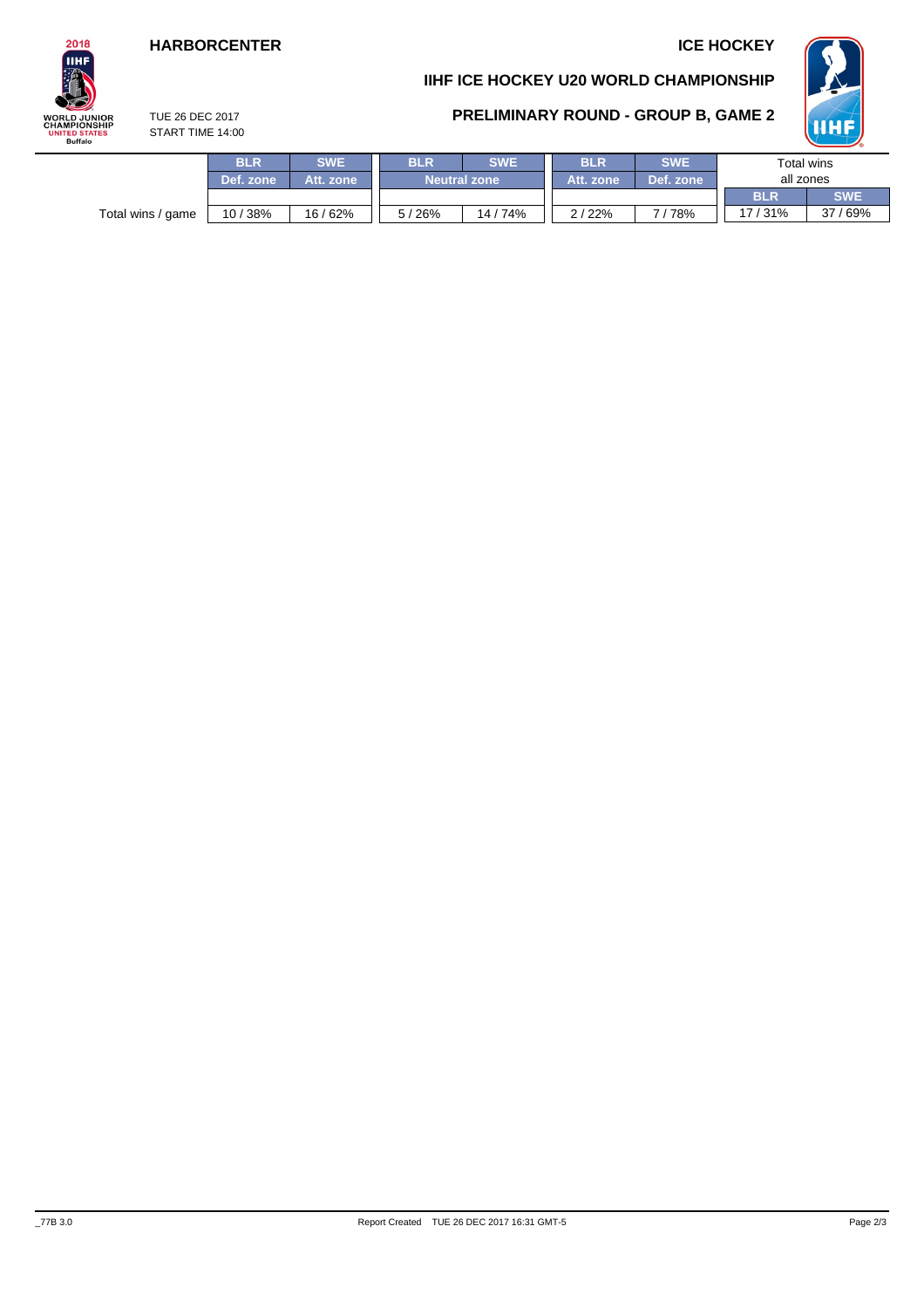HARBORCENTER

ICE HOCKEY

# IIHF ICE HOCKEY U20 WORLD CHAMPIONSHIP

## PRELIMINARY ROUND - GROUP B, GAME 2

TUE 26 DEC 2017
START TIME 14:00

| | BLR | SWE | BLR | SWE | BLR | SWE | Total wins all zones | |
|---|---|---|---|---|---|---|---|---|
| | Def. zone | Att. zone | Neutral zone | | Att. zone | Def. zone | BLR | SWE |
| Total wins / game | 10 / 38% | 16 / 62% | 5 / 26% | 14 / 74% | 2 / 22% | 7 / 78% | 17 / 31% | 37 / 69% |

_77B 3.0

Report Created TUE 26 DEC 2017 16:31 GMT-5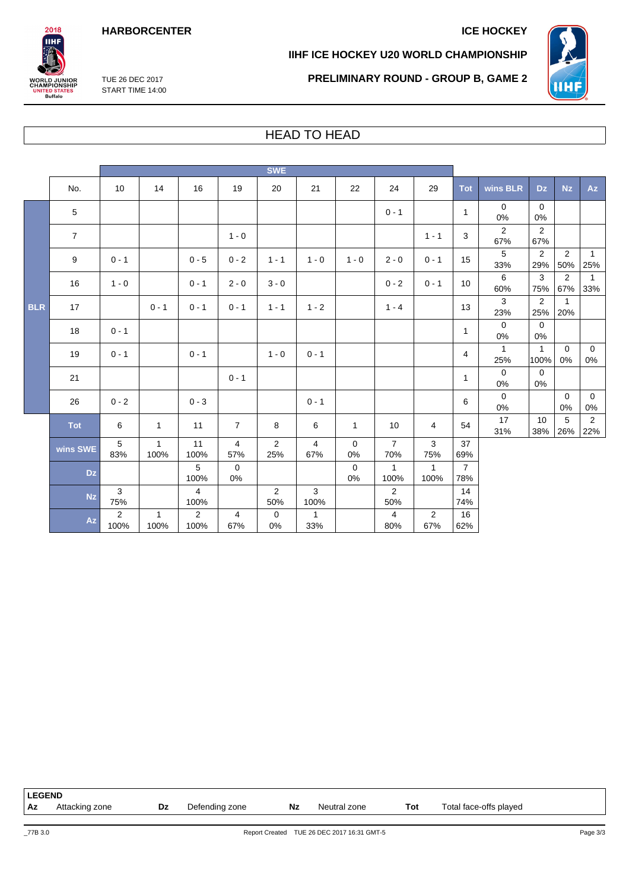HARBORCENTER

ICE HOCKEY

IIHF ICE HOCKEY U20 WORLD CHAMPIONSHIP

TUE 26 DEC 2017
START TIME 14:00

PRELIMINARY ROUND - GROUP B, GAME 2

# HEAD TO HEAD

| | | SWE | | | | | | | | | | | | | |
|---|---|---|---|---|---|---|---|---|---|---|---|---|---|---|---|
| | No. | 10 | 14 | 16 | 19 | 20 | 21 | 22 | 24 | 29 | Tot | wins BLR | Dz | Nz | Az |
| BLR | 5 | | | | | | | | 0 - 1 | | 1 | 0 0% | 0 0% | | |
| | 7 | | | | 1 - 0 | | | | | 1 - 1 | 3 | 2 67% | 2 67% | | |
| | 9 | 0 - 1 | | 0 - 5 | 0 - 2 | 1 - 1 | 1 - 0 | 1 - 0 | 2 - 0 | 0 - 1 | 15 | 5 33% | 2 29% | 2 50% | 1 25% |
| | 16 | 1 - 0 | | 0 - 1 | 2 - 0 | 3 - 0 | | | 0 - 2 | 0 - 1 | 10 | 6 60% | 3 75% | 2 67% | 1 33% |
| | 17 | | 0 - 1 | 0 - 1 | 0 - 1 | 1 - 1 | 1 - 2 | | 1 - 4 | | 13 | 3 23% | 2 25% | 1 20% | |
| | 18 | 0 - 1 | | | | | | | | | 1 | 0 0% | 0 0% | | |
| | 19 | 0 - 1 | | 0 - 1 | | 1 - 0 | 0 - 1 | | | | 4 | 1 25% | 1 100% | 0 0% | 0 0% |
| | 21 | | | | 0 - 1 | | | | | | 1 | 0 0% | 0 0% | | |
| | 26 | 0 - 2 | | 0 - 3 | | | 0 - 1 | | | | 6 | 0 0% | | 0 0% | 0 0% |
| | Tot | 6 | 1 | 11 | 7 | 8 | 6 | 1 | 10 | 4 | 54 | 17 31% | 10 38% | 5 26% | 2 22% |
| | wins SWE | 5 83% | 1 100% | 11 100% | 4 57% | 2 25% | 4 67% | 0 0% | 7 70% | 3 75% | 37 69% | | | | |
| | Dz | | | 5 100% | 0 0% | | | 0 0% | 1 100% | 1 100% | 7 78% | | | | |
| | Nz | 3 75% | | 4 100% | | 2 50% | 3 100% | | 2 50% | | 14 74% | | | | |
| | Az | 2 100% | 1 100% | 2 100% | 4 67% | 0 0% | 1 33% | | 4 80% | 2 67% | 16 62% | | | | |

**LEGEND**

| | | | | | | | |
|---|---|---|---|---|---|---|---|
| **Az** | Attacking zone | **Dz** | Defending zone | **Nz** | Neutral zone | **Tot** | Total face-offs played |

_77B 3.0 Report Created TUE 26 DEC 2017 16:31 GMT-5